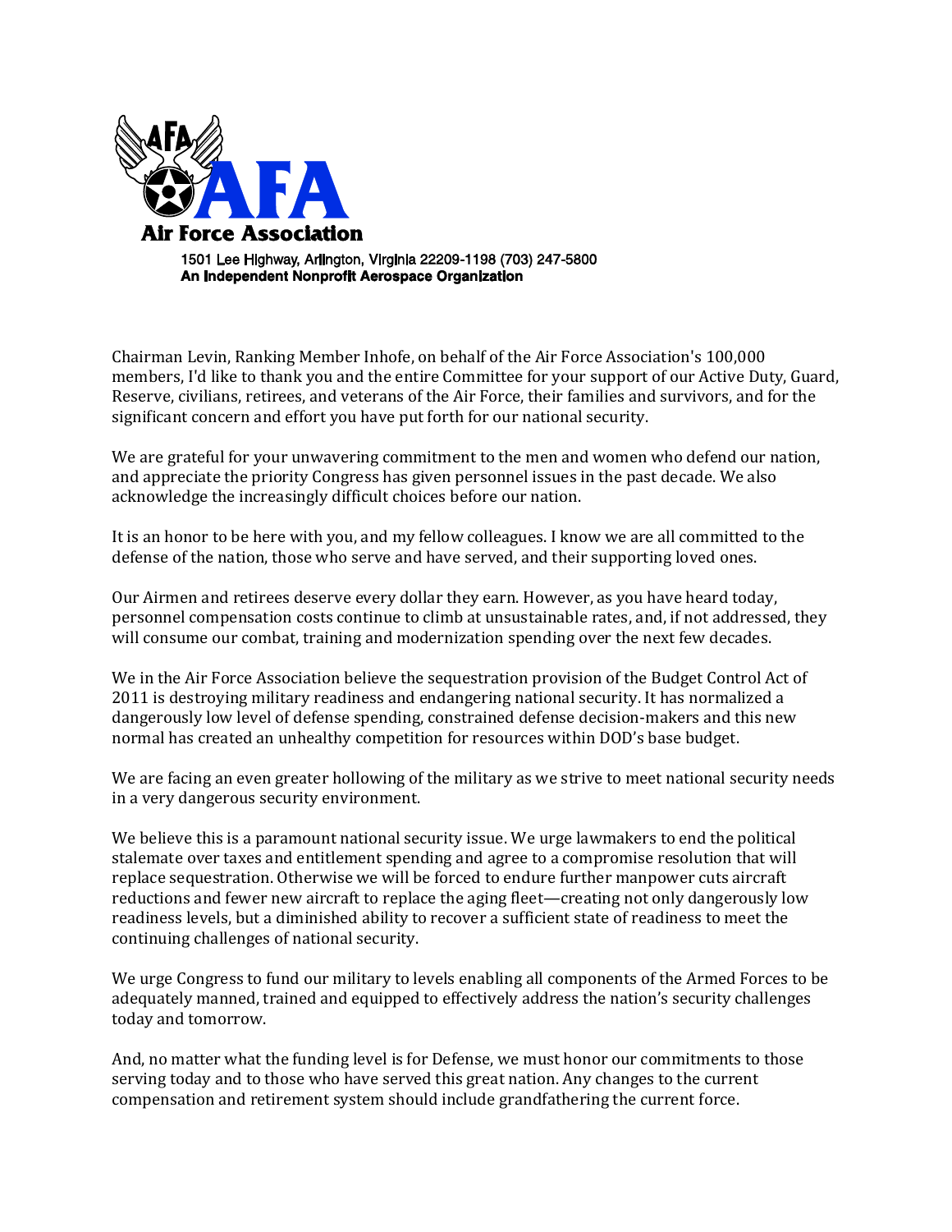**Air Force Association**

1501 Lee Highway, Arlington, Virginia 22209-1198 (703) 247-5800
**An Independent Nonprofit Aerospace Organization**

Chairman Levin, Ranking Member Inhofe, on behalf of the Air Force Association's 100,000 members, I'd like to thank you and the entire Committee for your support of our Active Duty, Guard, Reserve, civilians, retirees, and veterans of the Air Force, their families and survivors, and for the significant concern and effort you have put forth for our national security.

We are grateful for your unwavering commitment to the men and women who defend our nation, and appreciate the priority Congress has given personnel issues in the past decade. We also acknowledge the increasingly difficult choices before our nation.

It is an honor to be here with you, and my fellow colleagues. I know we are all committed to the defense of the nation, those who serve and have served, and their supporting loved ones.

Our Airmen and retirees deserve every dollar they earn. However, as you have heard today, personnel compensation costs continue to climb at unsustainable rates, and, if not addressed, they will consume our combat, training and modernization spending over the next few decades.

We in the Air Force Association believe the sequestration provision of the Budget Control Act of 2011 is destroying military readiness and endangering national security. It has normalized a dangerously low level of defense spending, constrained defense decision-makers and this new normal has created an unhealthy competition for resources within DOD's base budget.

We are facing an even greater hollowing of the military as we strive to meet national security needs in a very dangerous security environment.

We believe this is a paramount national security issue. We urge lawmakers to end the political stalemate over taxes and entitlement spending and agree to a compromise resolution that will replace sequestration. Otherwise we will be forced to endure further manpower cuts aircraft reductions and fewer new aircraft to replace the aging fleet—creating not only dangerously low readiness levels, but a diminished ability to recover a sufficient state of readiness to meet the continuing challenges of national security.

We urge Congress to fund our military to levels enabling all components of the Armed Forces to be adequately manned, trained and equipped to effectively address the nation's security challenges today and tomorrow.

And, no matter what the funding level is for Defense, we must honor our commitments to those serving today and to those who have served this great nation. Any changes to the current compensation and retirement system should include grandfathering the current force.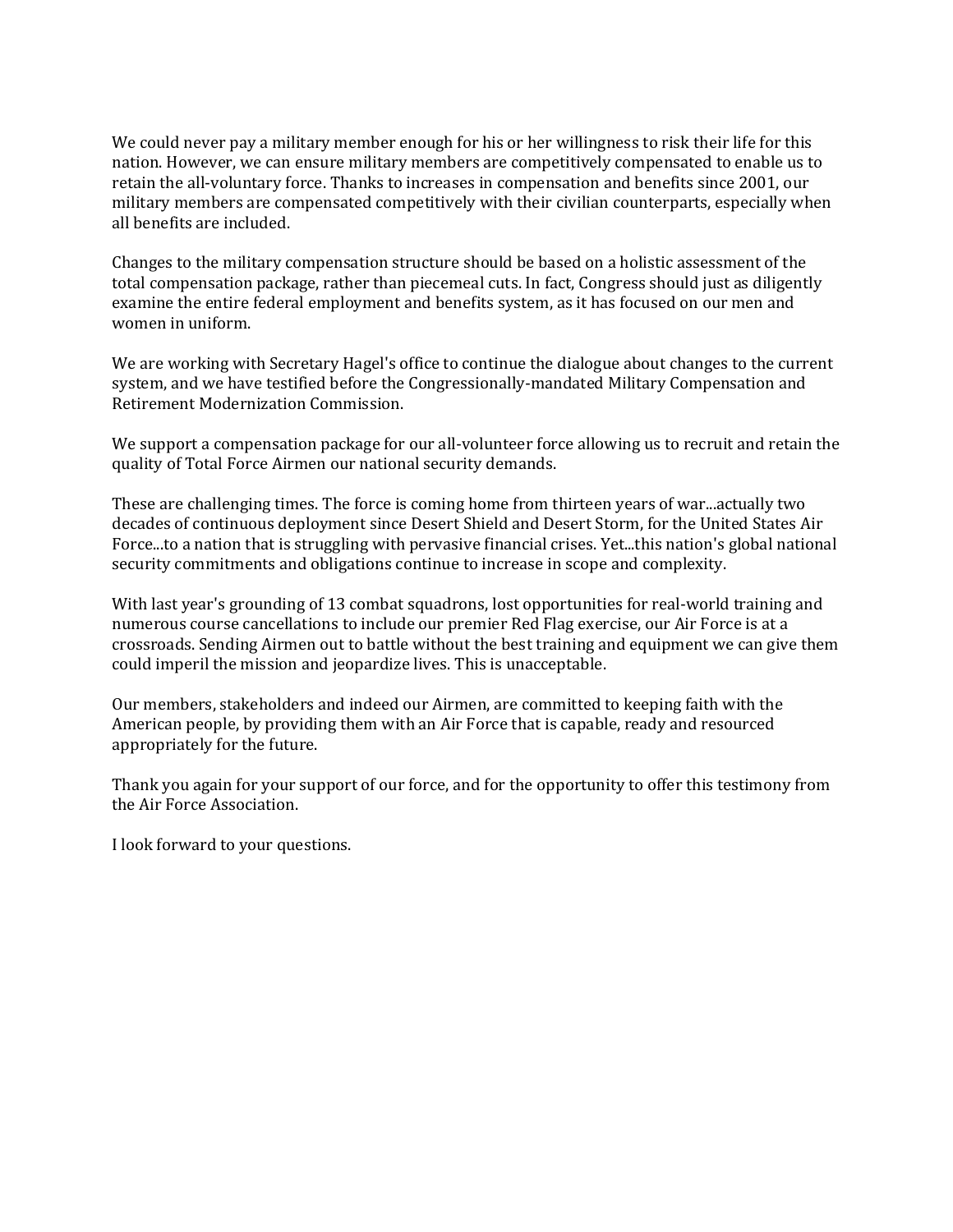We could never pay a military member enough for his or her willingness to risk their life for this nation. However, we can ensure military members are competitively compensated to enable us to retain the all-voluntary force. Thanks to increases in compensation and benefits since 2001, our military members are compensated competitively with their civilian counterparts, especially when all benefits are included.

Changes to the military compensation structure should be based on a holistic assessment of the total compensation package, rather than piecemeal cuts. In fact, Congress should just as diligently examine the entire federal employment and benefits system, as it has focused on our men and women in uniform.

We are working with Secretary Hagel's office to continue the dialogue about changes to the current system, and we have testified before the Congressionally-mandated Military Compensation and Retirement Modernization Commission.

We support a compensation package for our all-volunteer force allowing us to recruit and retain the quality of Total Force Airmen our national security demands.

These are challenging times. The force is coming home from thirteen years of war...actually two decades of continuous deployment since Desert Shield and Desert Storm, for the United States Air Force...to a nation that is struggling with pervasive financial crises. Yet...this nation's global national security commitments and obligations continue to increase in scope and complexity.

With last year's grounding of 13 combat squadrons, lost opportunities for real-world training and numerous course cancellations to include our premier Red Flag exercise, our Air Force is at a crossroads. Sending Airmen out to battle without the best training and equipment we can give them could imperil the mission and jeopardize lives. This is unacceptable.

Our members, stakeholders and indeed our Airmen, are committed to keeping faith with the American people, by providing them with an Air Force that is capable, ready and resourced appropriately for the future.

Thank you again for your support of our force, and for the opportunity to offer this testimony from the Air Force Association.

I look forward to your questions.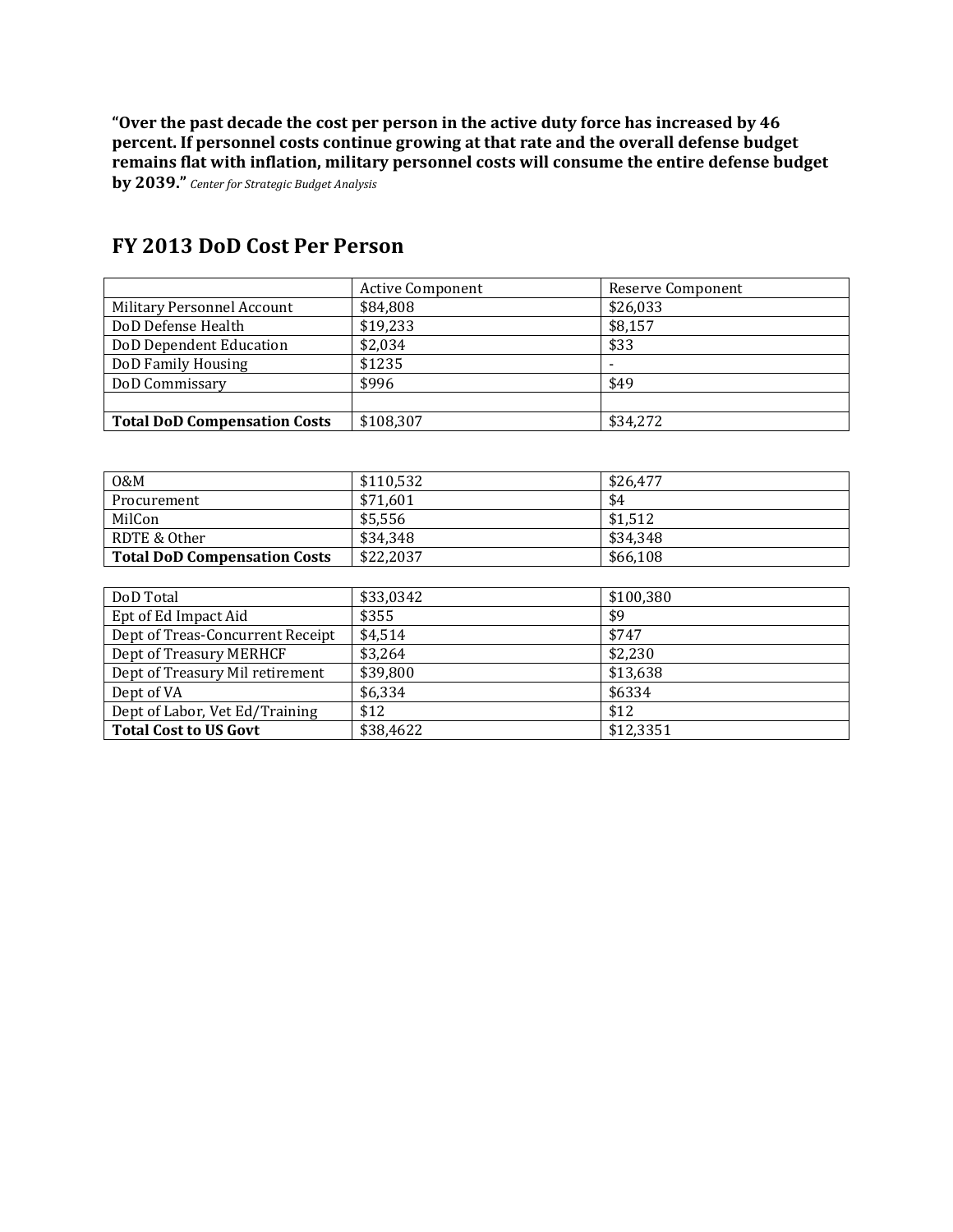**"Over the past decade the cost per person in the active duty force has increased by 46 percent. If personnel costs continue growing at that rate and the overall defense budget remains flat with inflation, military personnel costs will consume the entire defense budget by 2039."** *Center for Strategic Budget Analysis*

## FY 2013 DoD Cost Per Person

| | Active Component | Reserve Component |
|---|---|---|
| Military Personnel Account | $84,808 | $26,033 |
| DoD Defense Health | $19,233 | $8,157 |
| DoD Dependent Education | $2,034 | $33 |
| DoD Family Housing | $1235 | - |
| DoD Commissary | $996 | $49 |
| | | |
| **Total DoD Compensation Costs** | $108,307 | $34,272 |

| | | |
|---|---|---|
| O&M | $110,532 | $26,477 |
| Procurement | $71,601 | $4 |
| MilCon | $5,556 | $1,512 |
| RDTE & Other | $34,348 | $34,348 |
| **Total DoD Compensation Costs** | $22,2037 | $66,108 |

| | | |
|---|---|---|
| DoD Total | $33,0342 | $100,380 |
| Ept of Ed Impact Aid | $355 | $9 |
| Dept of Treas-Concurrent Receipt | $4,514 | $747 |
| Dept of Treasury MERHCF | $3,264 | $2,230 |
| Dept of Treasury Mil retirement | $39,800 | $13,638 |
| Dept of VA | $6,334 | $6334 |
| Dept of Labor, Vet Ed/Training | $12 | $12 |
| **Total Cost to US Govt** | $38,4622 | $12,3351 |